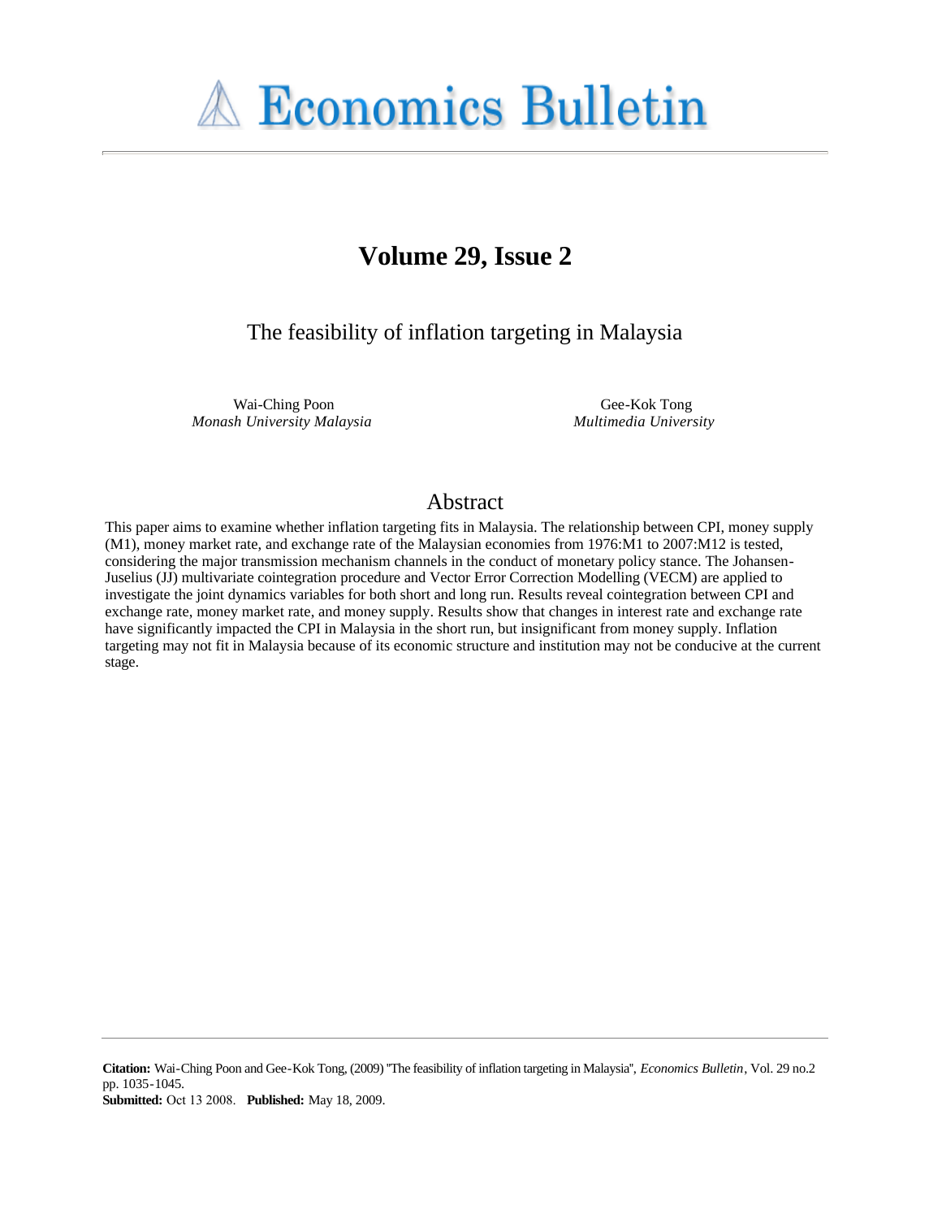# Economics Bulletin

## Volume 29, Issue 2

## The feasibility of inflation targeting in Malaysia

Wai-Ching Poon
*Monash University Malaysia*

Gee-Kok Tong
*Multimedia University*

## Abstract

This paper aims to examine whether inflation targeting fits in Malaysia. The relationship between CPI, money supply (M1), money market rate, and exchange rate of the Malaysian economies from 1976:M1 to 2007:M12 is tested, considering the major transmission mechanism channels in the conduct of monetary policy stance. The Johansen-Juselius (JJ) multivariate cointegration procedure and Vector Error Correction Modelling (VECM) are applied to investigate the joint dynamics variables for both short and long run. Results reveal cointegration between CPI and exchange rate, money market rate, and money supply. Results show that changes in interest rate and exchange rate have significantly impacted the CPI in Malaysia in the short run, but insignificant from money supply. Inflation targeting may not fit in Malaysia because of its economic structure and institution may not be conducive at the current stage.

**Citation:** Wai-Ching Poon and Gee-Kok Tong, (2009) "The feasibility of inflation targeting in Malaysia", *Economics Bulletin*, Vol. 29 no.2 pp. 1035-1045.
**Submitted:** Oct 13 2008. **Published:** May 18, 2009.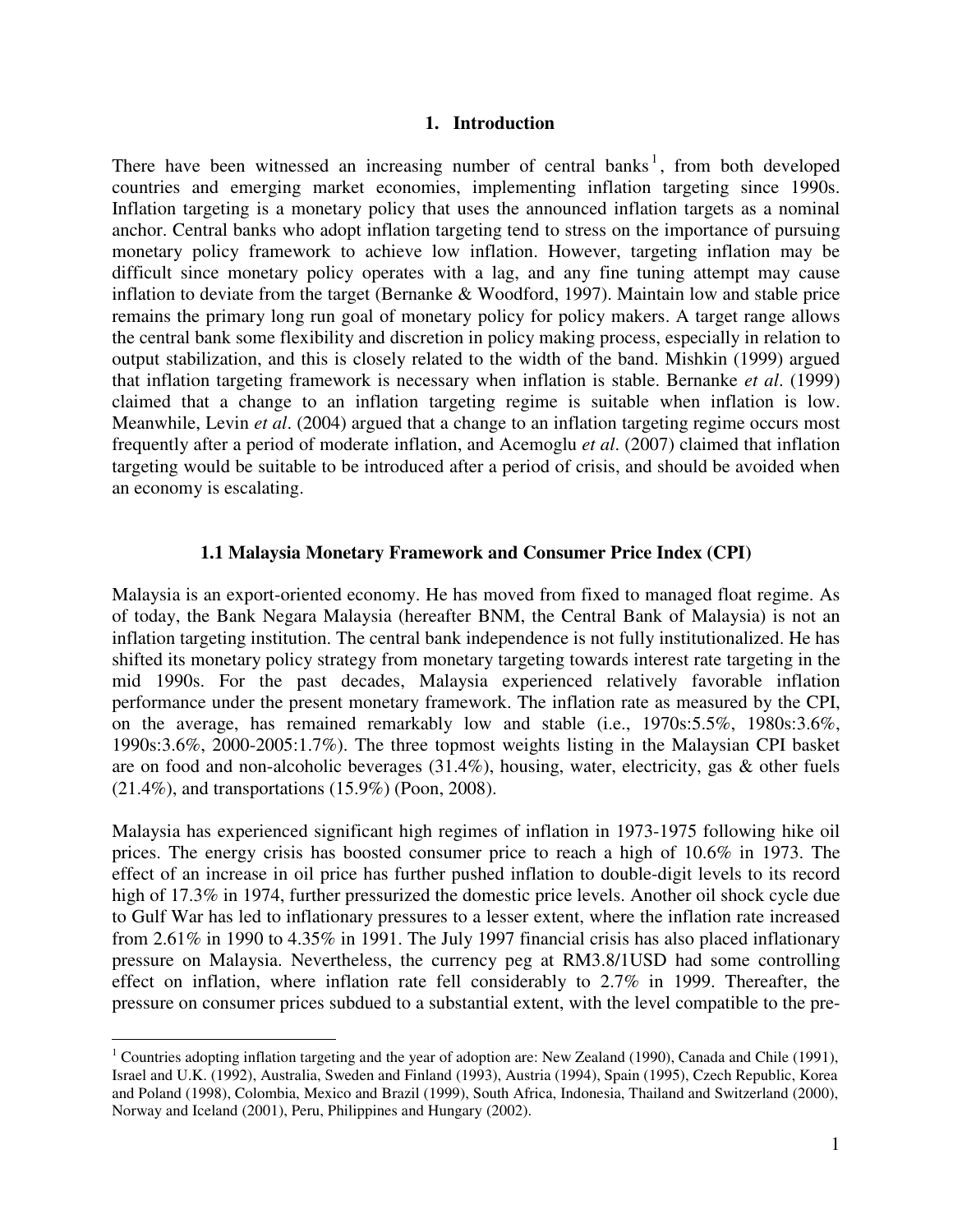# 1. Introduction

There have been witnessed an increasing number of central banks[1], from both developed countries and emerging market economies, implementing inflation targeting since 1990s. Inflation targeting is a monetary policy that uses the announced inflation targets as a nominal anchor. Central banks who adopt inflation targeting tend to stress on the importance of pursuing monetary policy framework to achieve low inflation. However, targeting inflation may be difficult since monetary policy operates with a lag, and any fine tuning attempt may cause inflation to deviate from the target (Bernanke & Woodford, 1997). Maintain low and stable price remains the primary long run goal of monetary policy for policy makers. A target range allows the central bank some flexibility and discretion in policy making process, especially in relation to output stabilization, and this is closely related to the width of the band. Mishkin (1999) argued that inflation targeting framework is necessary when inflation is stable. Bernanke *et al*. (1999) claimed that a change to an inflation targeting regime is suitable when inflation is low. Meanwhile, Levin *et al*. (2004) argued that a change to an inflation targeting regime occurs most frequently after a period of moderate inflation, and Acemoglu *et al*. (2007) claimed that inflation targeting would be suitable to be introduced after a period of crisis, and should be avoided when an economy is escalating.

## 1.1 Malaysia Monetary Framework and Consumer Price Index (CPI)

Malaysia is an export-oriented economy. He has moved from fixed to managed float regime. As of today, the Bank Negara Malaysia (hereafter BNM, the Central Bank of Malaysia) is not an inflation targeting institution. The central bank independence is not fully institutionalized. He has shifted its monetary policy strategy from monetary targeting towards interest rate targeting in the mid 1990s. For the past decades, Malaysia experienced relatively favorable inflation performance under the present monetary framework. The inflation rate as measured by the CPI, on the average, has remained remarkably low and stable (i.e., 1970s:5.5%, 1980s:3.6%, 1990s:3.6%, 2000-2005:1.7%). The three topmost weights listing in the Malaysian CPI basket are on food and non-alcoholic beverages (31.4%), housing, water, electricity, gas & other fuels (21.4%), and transportations (15.9%) (Poon, 2008).

Malaysia has experienced significant high regimes of inflation in 1973-1975 following hike oil prices. The energy crisis has boosted consumer price to reach a high of 10.6% in 1973. The effect of an increase in oil price has further pushed inflation to double-digit levels to its record high of 17.3% in 1974, further pressurized the domestic price levels. Another oil shock cycle due to Gulf War has led to inflationary pressures to a lesser extent, where the inflation rate increased from 2.61% in 1990 to 4.35% in 1991. The July 1997 financial crisis has also placed inflationary pressure on Malaysia. Nevertheless, the currency peg at RM3.8/1USD had some controlling effect on inflation, where inflation rate fell considerably to 2.7% in 1999. Thereafter, the pressure on consumer prices subdued to a substantial extent, with the level compatible to the pre-

[1] Countries adopting inflation targeting and the year of adoption are: New Zealand (1990), Canada and Chile (1991), Israel and U.K. (1992), Australia, Sweden and Finland (1993), Austria (1994), Spain (1995), Czech Republic, Korea and Poland (1998), Colombia, Mexico and Brazil (1999), South Africa, Indonesia, Thailand and Switzerland (2000), Norway and Iceland (2001), Peru, Philippines and Hungary (2002).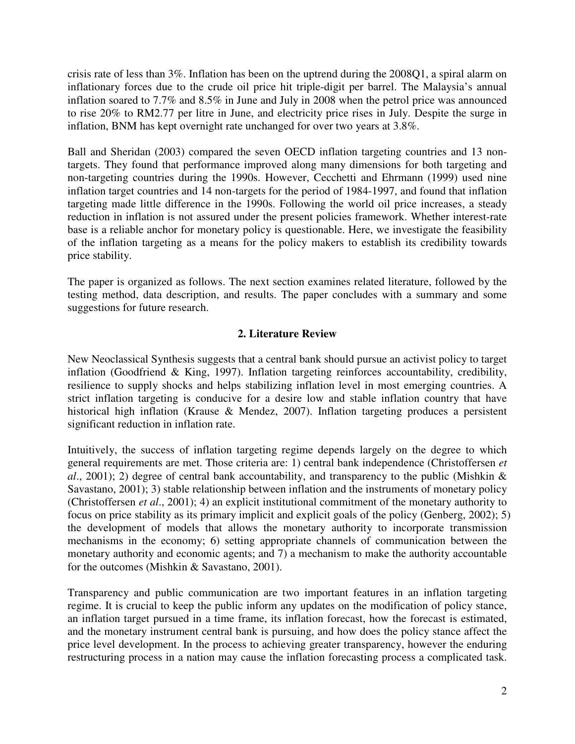crisis rate of less than 3%. Inflation has been on the uptrend during the 2008Q1, a spiral alarm on inflationary forces due to the crude oil price hit triple-digit per barrel. The Malaysia's annual inflation soared to 7.7% and 8.5% in June and July in 2008 when the petrol price was announced to rise 20% to RM2.77 per litre in June, and electricity price rises in July. Despite the surge in inflation, BNM has kept overnight rate unchanged for over two years at 3.8%.

Ball and Sheridan (2003) compared the seven OECD inflation targeting countries and 13 non-targets. They found that performance improved along many dimensions for both targeting and non-targeting countries during the 1990s. However, Cecchetti and Ehrmann (1999) used nine inflation target countries and 14 non-targets for the period of 1984-1997, and found that inflation targeting made little difference in the 1990s. Following the world oil price increases, a steady reduction in inflation is not assured under the present policies framework. Whether interest-rate base is a reliable anchor for monetary policy is questionable. Here, we investigate the feasibility of the inflation targeting as a means for the policy makers to establish its credibility towards price stability.

The paper is organized as follows. The next section examines related literature, followed by the testing method, data description, and results. The paper concludes with a summary and some suggestions for future research.

## 2. Literature Review

New Neoclassical Synthesis suggests that a central bank should pursue an activist policy to target inflation (Goodfriend & King, 1997). Inflation targeting reinforces accountability, credibility, resilience to supply shocks and helps stabilizing inflation level in most emerging countries. A strict inflation targeting is conducive for a desire low and stable inflation country that have historical high inflation (Krause & Mendez, 2007). Inflation targeting produces a persistent significant reduction in inflation rate.

Intuitively, the success of inflation targeting regime depends largely on the degree to which general requirements are met. Those criteria are: 1) central bank independence (Christoffersen *et al*., 2001); 2) degree of central bank accountability, and transparency to the public (Mishkin & Savastano, 2001); 3) stable relationship between inflation and the instruments of monetary policy (Christoffersen *et al*., 2001); 4) an explicit institutional commitment of the monetary authority to focus on price stability as its primary implicit and explicit goals of the policy (Genberg, 2002); 5) the development of models that allows the monetary authority to incorporate transmission mechanisms in the economy; 6) setting appropriate channels of communication between the monetary authority and economic agents; and 7) a mechanism to make the authority accountable for the outcomes (Mishkin & Savastano, 2001).

Transparency and public communication are two important features in an inflation targeting regime. It is crucial to keep the public inform any updates on the modification of policy stance, an inflation target pursued in a time frame, its inflation forecast, how the forecast is estimated, and the monetary instrument central bank is pursuing, and how does the policy stance affect the price level development. In the process to achieving greater transparency, however the enduring restructuring process in a nation may cause the inflation forecasting process a complicated task.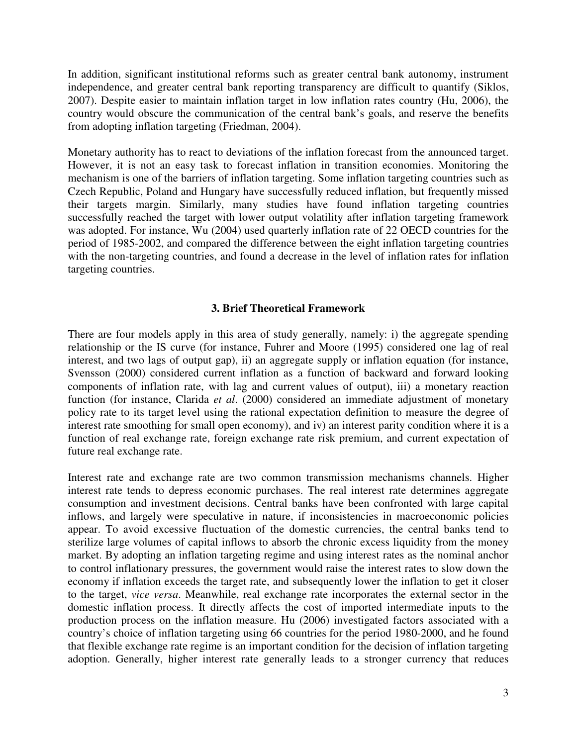In addition, significant institutional reforms such as greater central bank autonomy, instrument independence, and greater central bank reporting transparency are difficult to quantify (Siklos, 2007). Despite easier to maintain inflation target in low inflation rates country (Hu, 2006), the country would obscure the communication of the central bank's goals, and reserve the benefits from adopting inflation targeting (Friedman, 2004).

Monetary authority has to react to deviations of the inflation forecast from the announced target. However, it is not an easy task to forecast inflation in transition economies. Monitoring the mechanism is one of the barriers of inflation targeting. Some inflation targeting countries such as Czech Republic, Poland and Hungary have successfully reduced inflation, but frequently missed their targets margin. Similarly, many studies have found inflation targeting countries successfully reached the target with lower output volatility after inflation targeting framework was adopted. For instance, Wu (2004) used quarterly inflation rate of 22 OECD countries for the period of 1985-2002, and compared the difference between the eight inflation targeting countries with the non-targeting countries, and found a decrease in the level of inflation rates for inflation targeting countries.

## 3. Brief Theoretical Framework

There are four models apply in this area of study generally, namely: i) the aggregate spending relationship or the IS curve (for instance, Fuhrer and Moore (1995) considered one lag of real interest, and two lags of output gap), ii) an aggregate supply or inflation equation (for instance, Svensson (2000) considered current inflation as a function of backward and forward looking components of inflation rate, with lag and current values of output), iii) a monetary reaction function (for instance, Clarida *et al*. (2000) considered an immediate adjustment of monetary policy rate to its target level using the rational expectation definition to measure the degree of interest rate smoothing for small open economy), and iv) an interest parity condition where it is a function of real exchange rate, foreign exchange rate risk premium, and current expectation of future real exchange rate.

Interest rate and exchange rate are two common transmission mechanisms channels. Higher interest rate tends to depress economic purchases. The real interest rate determines aggregate consumption and investment decisions. Central banks have been confronted with large capital inflows, and largely were speculative in nature, if inconsistencies in macroeconomic policies appear. To avoid excessive fluctuation of the domestic currencies, the central banks tend to sterilize large volumes of capital inflows to absorb the chronic excess liquidity from the money market. By adopting an inflation targeting regime and using interest rates as the nominal anchor to control inflationary pressures, the government would raise the interest rates to slow down the economy if inflation exceeds the target rate, and subsequently lower the inflation to get it closer to the target, *vice versa*. Meanwhile, real exchange rate incorporates the external sector in the domestic inflation process. It directly affects the cost of imported intermediate inputs to the production process on the inflation measure. Hu (2006) investigated factors associated with a country's choice of inflation targeting using 66 countries for the period 1980-2000, and he found that flexible exchange rate regime is an important condition for the decision of inflation targeting adoption. Generally, higher interest rate generally leads to a stronger currency that reduces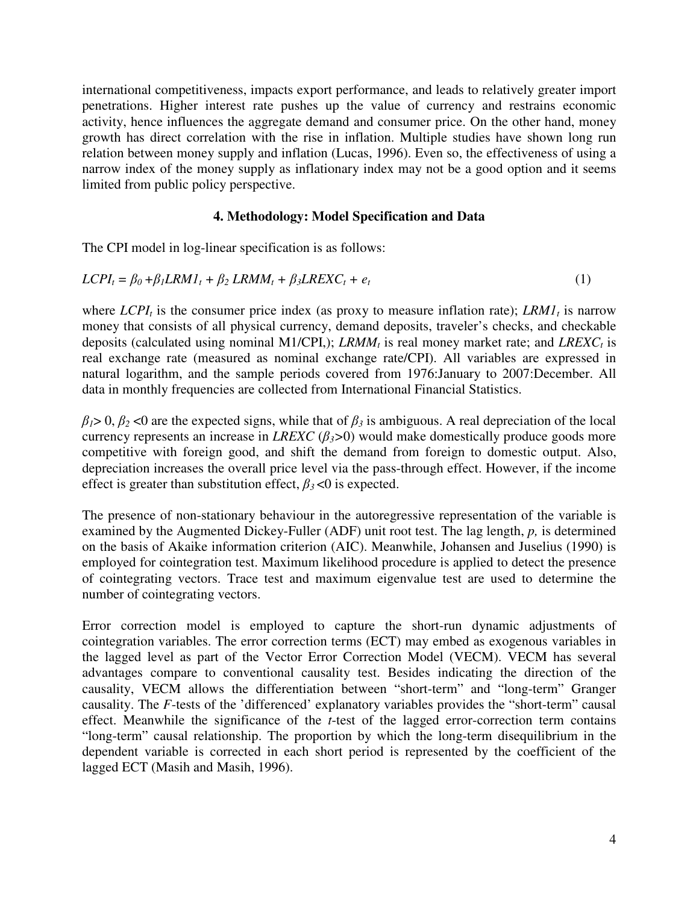international competitiveness, impacts export performance, and leads to relatively greater import penetrations. Higher interest rate pushes up the value of currency and restrains economic activity, hence influences the aggregate demand and consumer price. On the other hand, money growth has direct correlation with the rise in inflation. Multiple studies have shown long run relation between money supply and inflation (Lucas, 1996). Even so, the effectiveness of using a narrow index of the money supply as inflationary index may not be a good option and it seems limited from public policy perspective.

## 4. Methodology: Model Specification and Data

The CPI model in log-linear specification is as follows:

$$LCPI_t = \beta_0 + \beta_1 LRM1_t + \beta_2 LRMM_t + \beta_3 LREXC_t + e_t \quad (1)$$

where $LCPI_t$ is the consumer price index (as proxy to measure inflation rate); $LRM1_t$ is narrow money that consists of all physical currency, demand deposits, traveler's checks, and checkable deposits (calculated using nominal M1/CPI,); $LRMM_t$ is real money market rate; and $LREXC_t$ is real exchange rate (measured as nominal exchange rate/CPI). All variables are expressed in natural logarithm, and the sample periods covered from 1976:January to 2007:December. All data in monthly frequencies are collected from International Financial Statistics.

$\beta_1 > 0$, $\beta_2 < 0$ are the expected signs, while that of $\beta_3$ is ambiguous. A real depreciation of the local currency represents an increase in *LREXC* ($\beta_3 > 0$) would make domestically produce goods more competitive with foreign good, and shift the demand from foreign to domestic output. Also, depreciation increases the overall price level via the pass-through effect. However, if the income effect is greater than substitution effect, $\beta_3 < 0$ is expected.

The presence of non-stationary behaviour in the autoregressive representation of the variable is examined by the Augmented Dickey-Fuller (ADF) unit root test. The lag length, $p$, is determined on the basis of Akaike information criterion (AIC). Meanwhile, Johansen and Juselius (1990) is employed for cointegration test. Maximum likelihood procedure is applied to detect the presence of cointegrating vectors. Trace test and maximum eigenvalue test are used to determine the number of cointegrating vectors.

Error correction model is employed to capture the short-run dynamic adjustments of cointegration variables. The error correction terms (ECT) may embed as exogenous variables in the lagged level as part of the Vector Error Correction Model (VECM). VECM has several advantages compare to conventional causality test. Besides indicating the direction of the causality, VECM allows the differentiation between "short-term" and "long-term" Granger causality. The $F$-tests of the 'differenced' explanatory variables provides the "short-term" causal effect. Meanwhile the significance of the $t$-test of the lagged error-correction term contains "long-term" causal relationship. The proportion by which the long-term disequilibrium in the dependent variable is corrected in each short period is represented by the coefficient of the lagged ECT (Masih and Masih, 1996).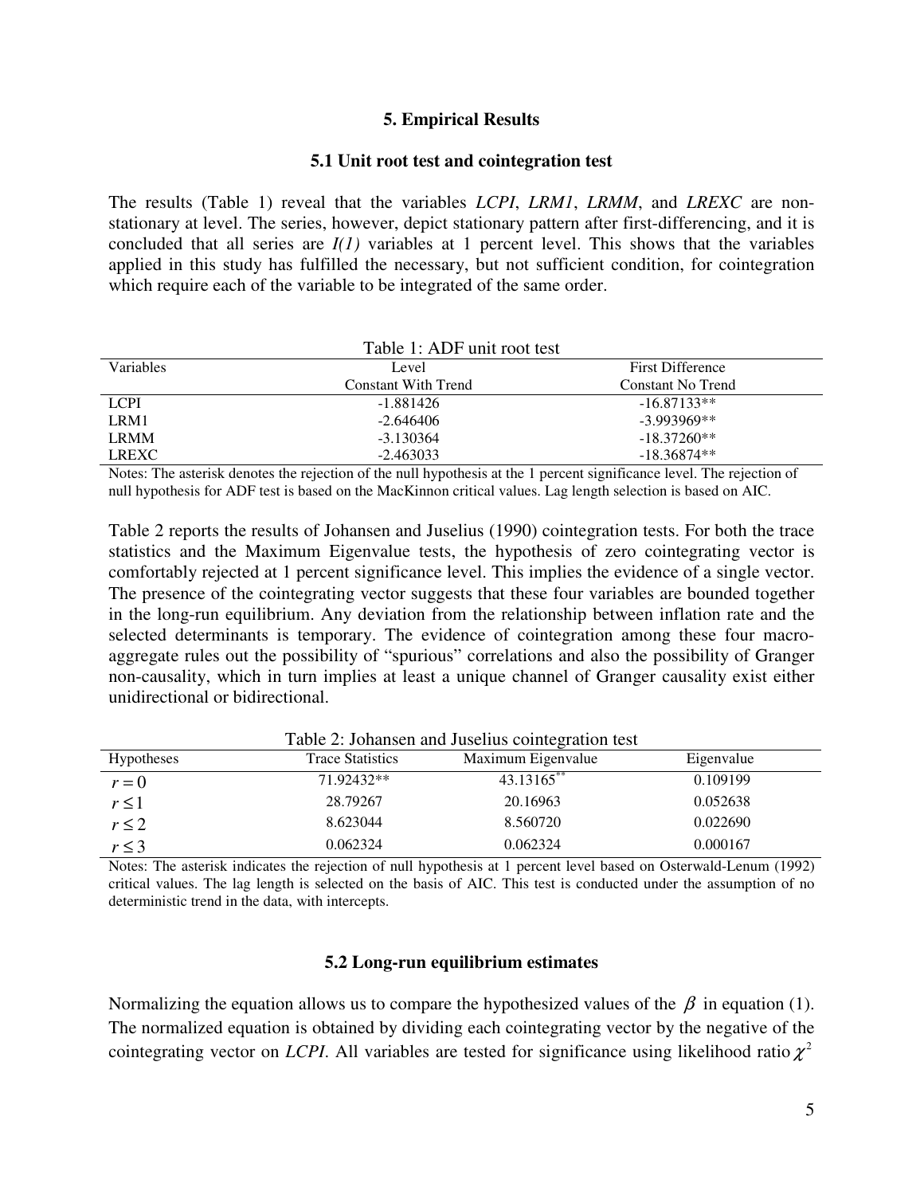## 5. Empirical Results

### 5.1 Unit root test and cointegration test

The results (Table 1) reveal that the variables *LCPI*, *LRM1*, *LRMM*, and *LREXC* are non-stationary at level. The series, however, depict stationary pattern after first-differencing, and it is concluded that all series are *I(1)* variables at 1 percent level. This shows that the variables applied in this study has fulfilled the necessary, but not sufficient condition, for cointegration which require each of the variable to be integrated of the same order.

Table 1: ADF unit root test

| Variables | Level | First Difference |
|---|---|---|
| | Constant With Trend | Constant No Trend |
| LCPI | -1.881426 | -16.87133** |
| LRM1 | -2.646406 | -3.993969** |
| LRMM | -3.130364 | -18.37260** |
| LREXC | -2.463033 | -18.36874** |

Notes: The asterisk denotes the rejection of the null hypothesis at the 1 percent significance level. The rejection of null hypothesis for ADF test is based on the MacKinnon critical values. Lag length selection is based on AIC.

Table 2 reports the results of Johansen and Juselius (1990) cointegration tests. For both the trace statistics and the Maximum Eigenvalue tests, the hypothesis of zero cointegrating vector is comfortably rejected at 1 percent significance level. This implies the evidence of a single vector. The presence of the cointegrating vector suggests that these four variables are bounded together in the long-run equilibrium. Any deviation from the relationship between inflation rate and the selected determinants is temporary. The evidence of cointegration among these four macro-aggregate rules out the possibility of "spurious" correlations and also the possibility of Granger non-causality, which in turn implies at least a unique channel of Granger causality exist either unidirectional or bidirectional.

Table 2: Johansen and Juselius cointegration test

| Hypotheses | Trace Statistics | Maximum Eigenvalue | Eigenvalue |
|---|---|---|---|
| $r = 0$ | 71.92432** | 43.13165** | 0.109199 |
| $r \leq 1$ | 28.79267 | 20.16963 | 0.052638 |
| $r \leq 2$ | 8.623044 | 8.560720 | 0.022690 |
| $r \leq 3$ | 0.062324 | 0.062324 | 0.000167 |

Notes: The asterisk indicates the rejection of null hypothesis at 1 percent level based on Osterwald-Lenum (1992) critical values. The lag length is selected on the basis of AIC. This test is conducted under the assumption of no deterministic trend in the data, with intercepts.

### 5.2 Long-run equilibrium estimates

Normalizing the equation allows us to compare the hypothesized values of the $\beta$ in equation (1). The normalized equation is obtained by dividing each cointegrating vector by the negative of the cointegrating vector on *LCPI*. All variables are tested for significance using likelihood ratio $\chi^2$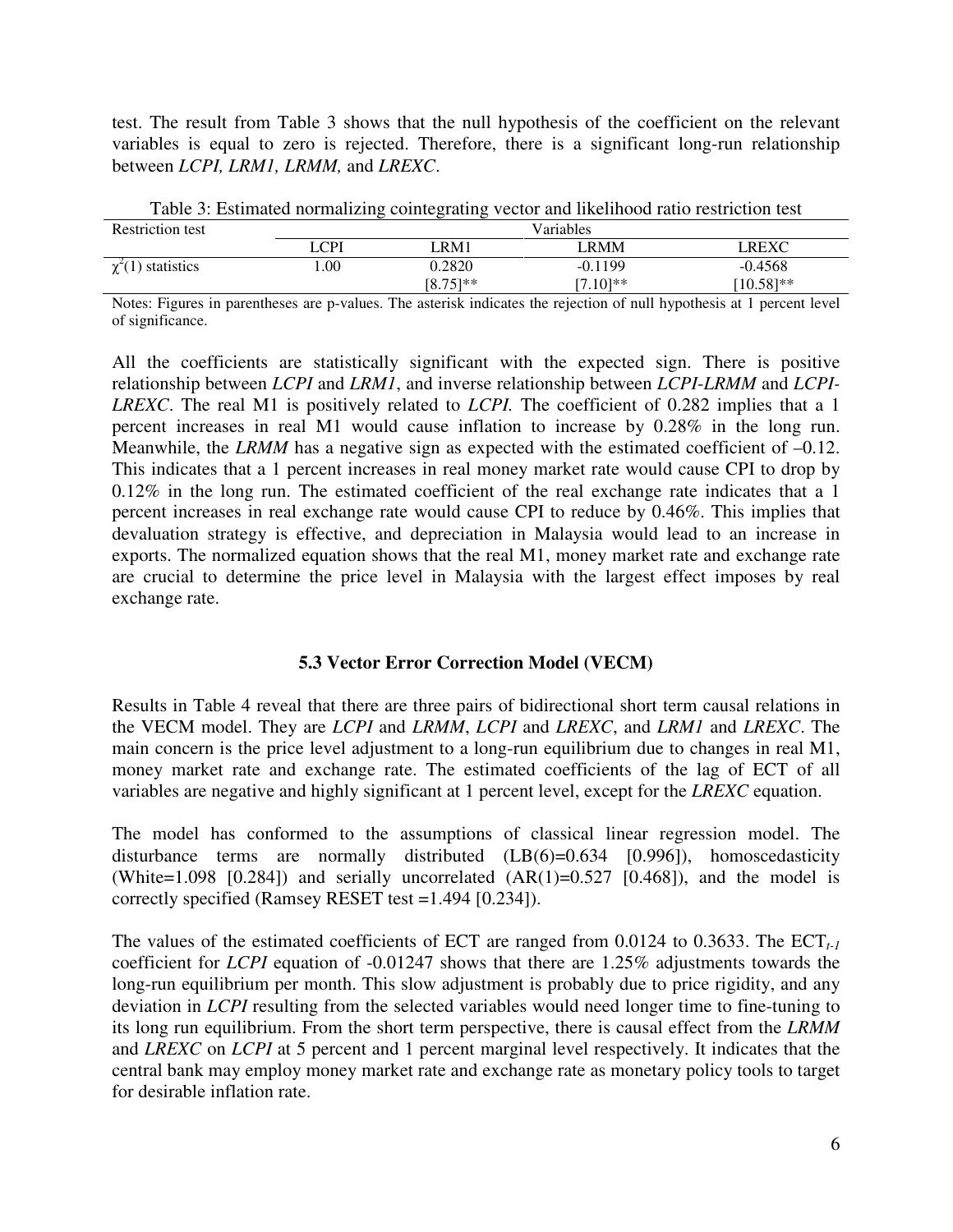test. The result from Table 3 shows that the null hypothesis of the coefficient on the relevant variables is equal to zero is rejected. Therefore, there is a significant long-run relationship between *LCPI, LRM1, LRMM,* and *LREXC*.

Table 3: Estimated normalizing cointegrating vector and likelihood ratio restriction test

| Restriction test | Variables | | | |
|---|---|---|---|---|
| | LCPI | LRM1 | LRMM | LREXC |
| $\chi^2(1)$ statistics | 1.00 | 0.2820 | -0.1199 | -0.4568 |
| | | [8.75]** | [7.10]** | [10.58]** |

Notes: Figures in parentheses are p-values. The asterisk indicates the rejection of null hypothesis at 1 percent level of significance.

All the coefficients are statistically significant with the expected sign. There is positive relationship between *LCPI* and *LRM1*, and inverse relationship between *LCPI-LRMM* and *LCPI-LREXC*. The real M1 is positively related to *LCPI.* The coefficient of 0.282 implies that a 1 percent increases in real M1 would cause inflation to increase by 0.28% in the long run. Meanwhile, the *LRMM* has a negative sign as expected with the estimated coefficient of –0.12. This indicates that a 1 percent increases in real money market rate would cause CPI to drop by 0.12% in the long run. The estimated coefficient of the real exchange rate indicates that a 1 percent increases in real exchange rate would cause CPI to reduce by 0.46%. This implies that devaluation strategy is effective, and depreciation in Malaysia would lead to an increase in exports. The normalized equation shows that the real M1, money market rate and exchange rate are crucial to determine the price level in Malaysia with the largest effect imposes by real exchange rate.

### 5.3 Vector Error Correction Model (VECM)

Results in Table 4 reveal that there are three pairs of bidirectional short term causal relations in the VECM model. They are *LCPI* and *LRMM*, *LCPI* and *LREXC*, and *LRM1* and *LREXC*. The main concern is the price level adjustment to a long-run equilibrium due to changes in real M1, money market rate and exchange rate. The estimated coefficients of the lag of ECT of all variables are negative and highly significant at 1 percent level, except for the *LREXC* equation.

The model has conformed to the assumptions of classical linear regression model. The disturbance terms are normally distributed (LB(6)=0.634 [0.996]), homoscedasticity (White=1.098 [0.284]) and serially uncorrelated (AR(1)=0.527 [0.468]), and the model is correctly specified (Ramsey RESET test =1.494 [0.234]).

The values of the estimated coefficients of ECT are ranged from 0.0124 to 0.3633. The $ECT_{t-1}$ coefficient for *LCPI* equation of -0.01247 shows that there are 1.25% adjustments towards the long-run equilibrium per month. This slow adjustment is probably due to price rigidity, and any deviation in *LCPI* resulting from the selected variables would need longer time to fine-tuning to its long run equilibrium. From the short term perspective, there is causal effect from the *LRMM* and *LREXC* on *LCPI* at 5 percent and 1 percent marginal level respectively. It indicates that the central bank may employ money market rate and exchange rate as monetary policy tools to target for desirable inflation rate.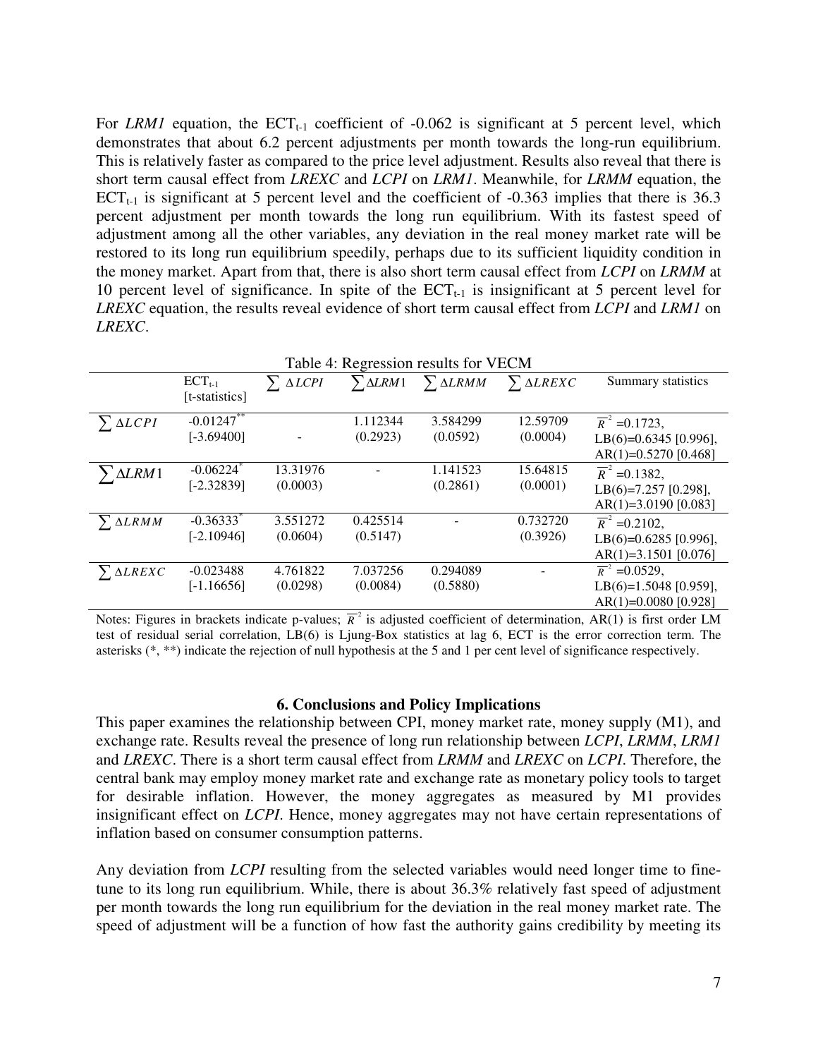For *LRM1* equation, the $ECT_{t-1}$ coefficient of -0.062 is significant at 5 percent level, which demonstrates that about 6.2 percent adjustments per month towards the long-run equilibrium. This is relatively faster as compared to the price level adjustment. Results also reveal that there is short term causal effect from *LREXC* and *LCPI* on *LRM1*. Meanwhile, for *LRMM* equation, the $ECT_{t-1}$ is significant at 5 percent level and the coefficient of -0.363 implies that there is 36.3 percent adjustment per month towards the long run equilibrium. With its fastest speed of adjustment among all the other variables, any deviation in the real money market rate will be restored to its long run equilibrium speedily, perhaps due to its sufficient liquidity condition in the money market. Apart from that, there is also short term causal effect from *LCPI* on *LRMM* at 10 percent level of significance. In spite of the $ECT_{t-1}$ is insignificant at 5 percent level for *LREXC* equation, the results reveal evidence of short term causal effect from *LCPI* and *LRM1* on *LREXC*.

Table 4: Regression results for VECM

| | $ECT_{t-1}$ [t-statistics] | $\sum \Delta LCPI$ | $\sum \Delta LRM1$ | $\sum \Delta LRMM$ | $\sum \Delta LREXC$ | Summary statistics |
|---|---|---|---|---|---|---|
| $\sum \Delta LCPI$ | $-0.01247^{**}$ [-3.69400] | - | 1.112344 (0.2923) | 3.584299 (0.0592) | 12.59709 (0.0004) | $\overline{R}^2$ =0.1723, LB(6)=0.6345 [0.996], AR(1)=0.5270 [0.468] |
| $\sum \Delta LRM1$ | $-0.06224^{*}$ [-2.32839] | 13.31976 (0.0003) | - | 1.141523 (0.2861) | 15.64815 (0.0001) | $\overline{R}^2$ =0.1382, LB(6)=7.257 [0.298], AR(1)=3.0190 [0.083] |
| $\sum \Delta LRMM$ | $-0.36333^{*}$ [-2.10946] | 3.551272 (0.0604) | 0.425514 (0.5147) | - | 0.732720 (0.3926) | $\overline{R}^2$ =0.2102, LB(6)=0.6285 [0.996], AR(1)=3.1501 [0.076] |
| $\sum \Delta LREXC$ | -0.023488 [-1.16656] | 4.761822 (0.0298) | 7.037256 (0.0084) | 0.294089 (0.5880) | - | $\overline{R}^2$ =0.0529, LB(6)=1.5048 [0.959], AR(1)=0.0080 [0.928] |

Notes: Figures in brackets indicate p-values; $\overline{R}^2$ is adjusted coefficient of determination, AR(1) is first order LM test of residual serial correlation, LB(6) is Ljung-Box statistics at lag 6, ECT is the error correction term. The asterisks (*, **) indicate the rejection of null hypothesis at the 5 and 1 per cent level of significance respectively.

### 6. Conclusions and Policy Implications

This paper examines the relationship between CPI, money market rate, money supply (M1), and exchange rate. Results reveal the presence of long run relationship between *LCPI*, *LRMM*, *LRM1* and *LREXC*. There is a short term causal effect from *LRMM* and *LREXC* on *LCPI*. Therefore, the central bank may employ money market rate and exchange rate as monetary policy tools to target for desirable inflation. However, the money aggregates as measured by M1 provides insignificant effect on *LCPI*. Hence, money aggregates may not have certain representations of inflation based on consumer consumption patterns.

Any deviation from *LCPI* resulting from the selected variables would need longer time to fine-tune to its long run equilibrium. While, there is about 36.3% relatively fast speed of adjustment per month towards the long run equilibrium for the deviation in the real money market rate. The speed of adjustment will be a function of how fast the authority gains credibility by meeting its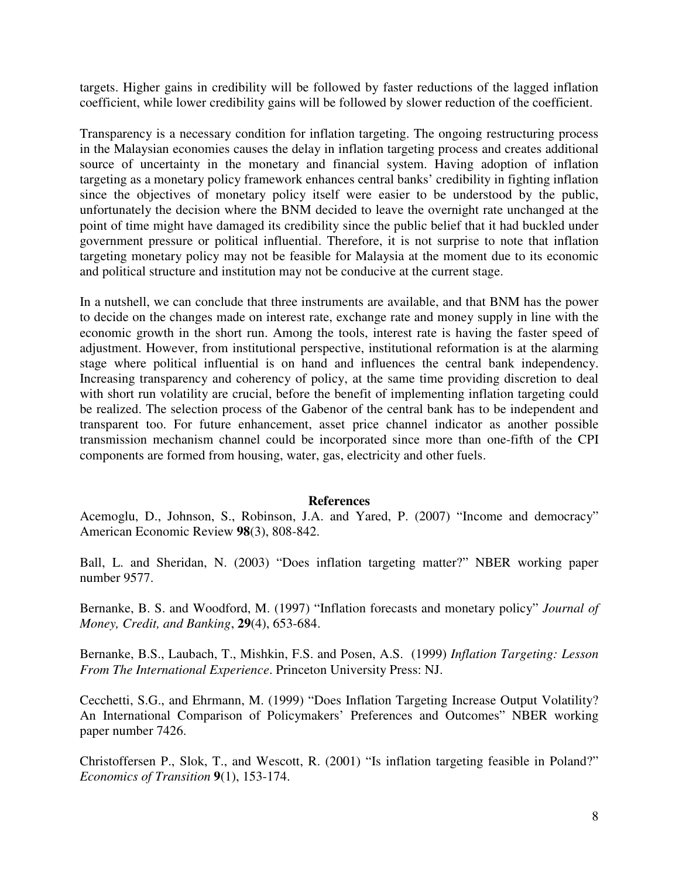targets. Higher gains in credibility will be followed by faster reductions of the lagged inflation coefficient, while lower credibility gains will be followed by slower reduction of the coefficient.

Transparency is a necessary condition for inflation targeting. The ongoing restructuring process in the Malaysian economies causes the delay in inflation targeting process and creates additional source of uncertainty in the monetary and financial system. Having adoption of inflation targeting as a monetary policy framework enhances central banks' credibility in fighting inflation since the objectives of monetary policy itself were easier to be understood by the public, unfortunately the decision where the BNM decided to leave the overnight rate unchanged at the point of time might have damaged its credibility since the public belief that it had buckled under government pressure or political influential. Therefore, it is not surprise to note that inflation targeting monetary policy may not be feasible for Malaysia at the moment due to its economic and political structure and institution may not be conducive at the current stage.

In a nutshell, we can conclude that three instruments are available, and that BNM has the power to decide on the changes made on interest rate, exchange rate and money supply in line with the economic growth in the short run. Among the tools, interest rate is having the faster speed of adjustment. However, from institutional perspective, institutional reformation is at the alarming stage where political influential is on hand and influences the central bank independency. Increasing transparency and coherency of policy, at the same time providing discretion to deal with short run volatility are crucial, before the benefit of implementing inflation targeting could be realized. The selection process of the Gabenor of the central bank has to be independent and transparent too. For future enhancement, asset price channel indicator as another possible transmission mechanism channel could be incorporated since more than one-fifth of the CPI components are formed from housing, water, gas, electricity and other fuels.

## References

Acemoglu, D., Johnson, S., Robinson, J.A. and Yared, P. (2007) "Income and democracy" American Economic Review **98**(3), 808-842.

Ball, L. and Sheridan, N. (2003) "Does inflation targeting matter?" NBER working paper number 9577.

Bernanke, B. S. and Woodford, M. (1997) "Inflation forecasts and monetary policy" *Journal of Money, Credit, and Banking*, **29**(4), 653-684.

Bernanke, B.S., Laubach, T., Mishkin, F.S. and Posen, A.S. (1999) *Inflation Targeting: Lesson From The International Experience*. Princeton University Press: NJ.

Cecchetti, S.G., and Ehrmann, M. (1999) "Does Inflation Targeting Increase Output Volatility? An International Comparison of Policymakers' Preferences and Outcomes" NBER working paper number 7426.

Christoffersen P., Slok, T., and Wescott, R. (2001) "Is inflation targeting feasible in Poland?" *Economics of Transition* **9**(1), 153-174.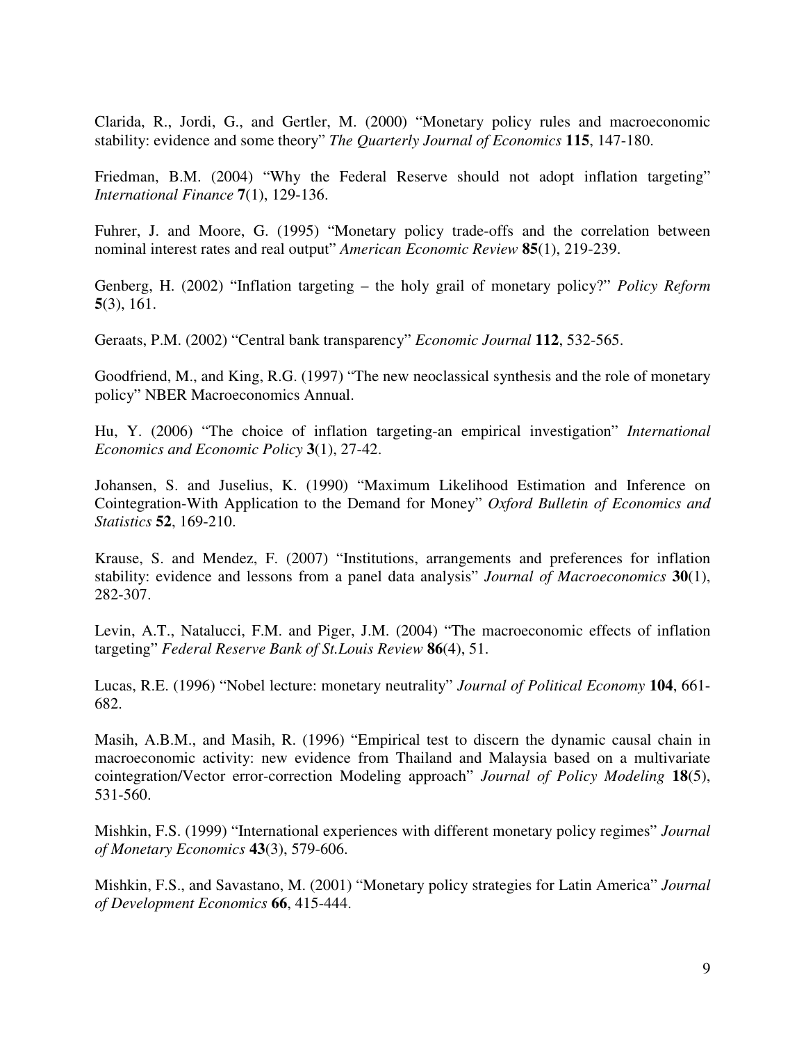Clarida, R., Jordi, G., and Gertler, M. (2000) "Monetary policy rules and macroeconomic stability: evidence and some theory" *The Quarterly Journal of Economics* **115**, 147-180.

Friedman, B.M. (2004) "Why the Federal Reserve should not adopt inflation targeting" *International Finance* **7**(1), 129-136.

Fuhrer, J. and Moore, G. (1995) "Monetary policy trade-offs and the correlation between nominal interest rates and real output" *American Economic Review* **85**(1), 219-239.

Genberg, H. (2002) "Inflation targeting – the holy grail of monetary policy?" *Policy Reform* **5**(3), 161.

Geraats, P.M. (2002) "Central bank transparency" *Economic Journal* **112**, 532-565.

Goodfriend, M., and King, R.G. (1997) "The new neoclassical synthesis and the role of monetary policy" NBER Macroeconomics Annual.

Hu, Y. (2006) "The choice of inflation targeting-an empirical investigation" *International Economics and Economic Policy* **3**(1), 27-42.

Johansen, S. and Juselius, K. (1990) "Maximum Likelihood Estimation and Inference on Cointegration-With Application to the Demand for Money" *Oxford Bulletin of Economics and Statistics* **52**, 169-210.

Krause, S. and Mendez, F. (2007) "Institutions, arrangements and preferences for inflation stability: evidence and lessons from a panel data analysis" *Journal of Macroeconomics* **30**(1), 282-307.

Levin, A.T., Natalucci, F.M. and Piger, J.M. (2004) "The macroeconomic effects of inflation targeting" *Federal Reserve Bank of St.Louis Review* **86**(4), 51.

Lucas, R.E. (1996) "Nobel lecture: monetary neutrality" *Journal of Political Economy* **104**, 661-682.

Masih, A.B.M., and Masih, R. (1996) "Empirical test to discern the dynamic causal chain in macroeconomic activity: new evidence from Thailand and Malaysia based on a multivariate cointegration/Vector error-correction Modeling approach" *Journal of Policy Modeling* **18**(5), 531-560.

Mishkin, F.S. (1999) "International experiences with different monetary policy regimes" *Journal of Monetary Economics* **43**(3), 579-606.

Mishkin, F.S., and Savastano, M. (2001) "Monetary policy strategies for Latin America" *Journal of Development Economics* **66**, 415-444.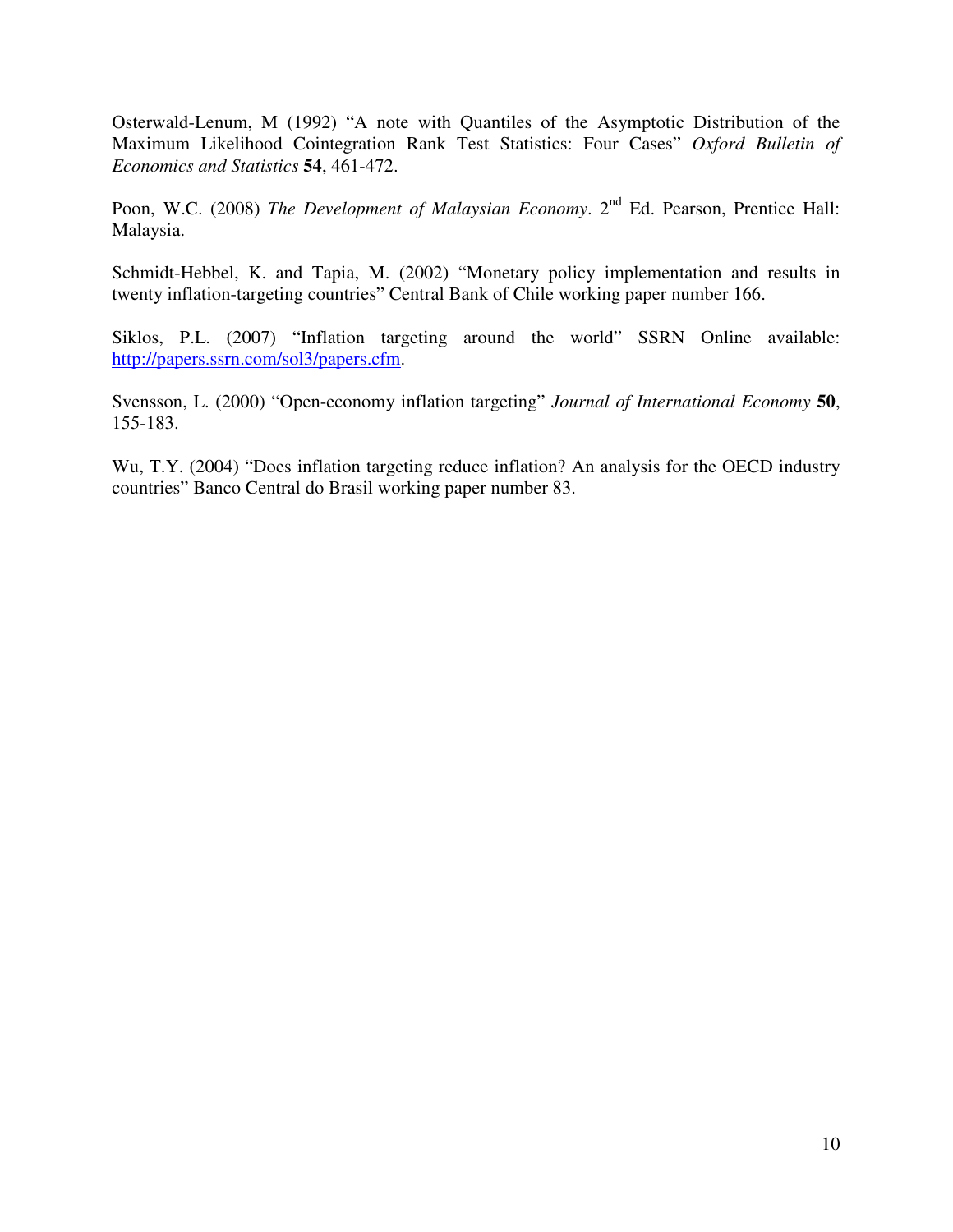Osterwald-Lenum, M (1992) "A note with Quantiles of the Asymptotic Distribution of the Maximum Likelihood Cointegration Rank Test Statistics: Four Cases" *Oxford Bulletin of Economics and Statistics* **54**, 461-472.

Poon, W.C. (2008) *The Development of Malaysian Economy*. 2nd Ed. Pearson, Prentice Hall: Malaysia.

Schmidt-Hebbel, K. and Tapia, M. (2002) "Monetary policy implementation and results in twenty inflation-targeting countries" Central Bank of Chile working paper number 166.

Siklos, P.L. (2007) "Inflation targeting around the world" SSRN Online available: http://papers.ssrn.com/sol3/papers.cfm.

Svensson, L. (2000) "Open-economy inflation targeting" *Journal of International Economy* **50**, 155-183.

Wu, T.Y. (2004) "Does inflation targeting reduce inflation? An analysis for the OECD industry countries" Banco Central do Brasil working paper number 83.